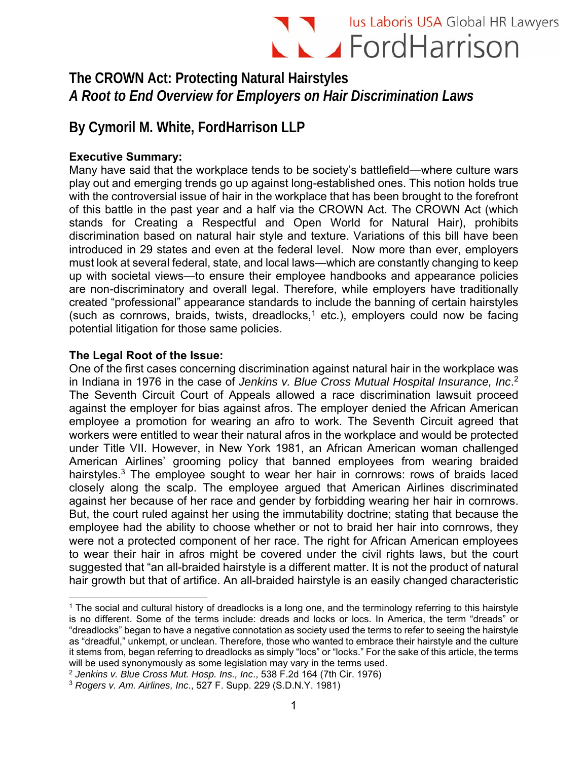# The CROWN Act: Protecting Natural Hairstyles

## *A Root to End Overview for Employers on Hair Discrimination Laws*

## By Cymoril M. White, FordHarrison LLP

**Executive Summary:**

Many have said that the workplace tends to be society's battlefield—where culture wars play out and emerging trends go up against long-established ones. This notion holds true with the controversial issue of hair in the workplace that has been brought to the forefront of this battle in the past year and a half via the CROWN Act. The CROWN Act (which stands for Creating a Respectful and Open World for Natural Hair), prohibits discrimination based on natural hair style and texture. Variations of this bill have been introduced in 29 states and even at the federal level. Now more than ever, employers must look at several federal, state, and local laws—which are constantly changing to keep up with societal views—to ensure their employee handbooks and appearance policies are non-discriminatory and overall legal. Therefore, while employers have traditionally created "professional" appearance standards to include the banning of certain hairstyles (such as cornrows, braids, twists, dreadlocks,[1] etc.), employers could now be facing potential litigation for those same policies.

**The Legal Root of the Issue:**

One of the first cases concerning discrimination against natural hair in the workplace was in Indiana in 1976 in the case of *Jenkins v. Blue Cross Mutual Hospital Insurance, Inc*.[2] The Seventh Circuit Court of Appeals allowed a race discrimination lawsuit proceed against the employer for bias against afros. The employer denied the African American employee a promotion for wearing an afro to work. The Seventh Circuit agreed that workers were entitled to wear their natural afros in the workplace and would be protected under Title VII. However, in New York 1981, an African American woman challenged American Airlines' grooming policy that banned employees from wearing braided hairstyles.[3] The employee sought to wear her hair in cornrows: rows of braids laced closely along the scalp. The employee argued that American Airlines discriminated against her because of her race and gender by forbidding wearing her hair in cornrows. But, the court ruled against her using the immutability doctrine; stating that because the employee had the ability to choose whether or not to braid her hair into cornrows, they were not a protected component of her race. The right for African American employees to wear their hair in afros might be covered under the civil rights laws, but the court suggested that "an all-braided hairstyle is a different matter. It is not the product of natural hair growth but that of artifice. An all-braided hairstyle is an easily changed characteristic

---

[1] The social and cultural history of dreadlocks is a long one, and the terminology referring to this hairstyle is no different. Some of the terms include: dreads and locks or locs. In America, the term "dreads" or "dreadlocks" began to have a negative connotation as society used the terms to refer to seeing the hairstyle as "dreadful," unkempt, or unclean. Therefore, those who wanted to embrace their hairstyle and the culture it stems from, began referring to dreadlocks as simply "locs" or "locks." For the sake of this article, the terms will be used synonymously as some legislation may vary in the terms used.

[2] *Jenkins v. Blue Cross Mut. Hosp. Ins., Inc*., 538 F.2d 164 (7th Cir. 1976)

[3] *Rogers v. Am. Airlines, Inc*., 527 F. Supp. 229 (S.D.N.Y. 1981)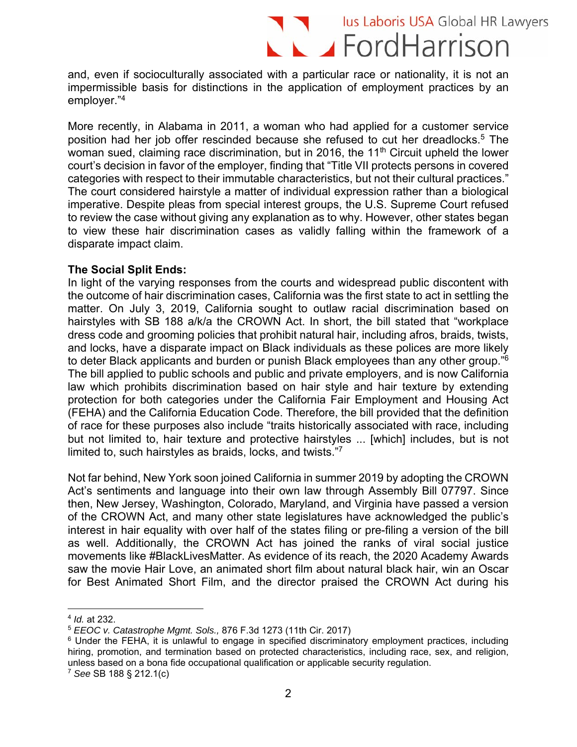and, even if socioculturally associated with a particular race or nationality, it is not an impermissible basis for distinctions in the application of employment practices by an employer."[4]

More recently, in Alabama in 2011, a woman who had applied for a customer service position had her job offer rescinded because she refused to cut her dreadlocks.[5] The woman sued, claiming race discrimination, but in 2016, the 11th Circuit upheld the lower court's decision in favor of the employer, finding that "Title VII protects persons in covered categories with respect to their immutable characteristics, but not their cultural practices." The court considered hairstyle a matter of individual expression rather than a biological imperative. Despite pleas from special interest groups, the U.S. Supreme Court refused to review the case without giving any explanation as to why. However, other states began to view these hair discrimination cases as validly falling within the framework of a disparate impact claim.

**The Social Split Ends:**

In light of the varying responses from the courts and widespread public discontent with the outcome of hair discrimination cases, California was the first state to act in settling the matter. On July 3, 2019, California sought to outlaw racial discrimination based on hairstyles with SB 188 a/k/a the CROWN Act. In short, the bill stated that "workplace dress code and grooming policies that prohibit natural hair, including afros, braids, twists, and locks, have a disparate impact on Black individuals as these polices are more likely to deter Black applicants and burden or punish Black employees than any other group."[6] The bill applied to public schools and public and private employers, and is now California law which prohibits discrimination based on hair style and hair texture by extending protection for both categories under the California Fair Employment and Housing Act (FEHA) and the California Education Code. Therefore, the bill provided that the definition of race for these purposes also include "traits historically associated with race, including but not limited to, hair texture and protective hairstyles ... [which] includes, but is not limited to, such hairstyles as braids, locks, and twists."[7]

Not far behind, New York soon joined California in summer 2019 by adopting the CROWN Act's sentiments and language into their own law through Assembly Bill 07797. Since then, New Jersey, Washington, Colorado, Maryland, and Virginia have passed a version of the CROWN Act, and many other state legislatures have acknowledged the public's interest in hair equality with over half of the states filing or pre-filing a version of the bill as well. Additionally, the CROWN Act has joined the ranks of viral social justice movements like #BlackLivesMatter. As evidence of its reach, the 2020 Academy Awards saw the movie Hair Love, an animated short film about natural black hair, win an Oscar for Best Animated Short Film, and the director praised the CROWN Act during his

---

[4] *Id.* at 232.

[5] *EEOC v. Catastrophe Mgmt. Sols.,* 876 F.3d 1273 (11th Cir. 2017)

[6] Under the FEHA, it is unlawful to engage in specified discriminatory employment practices, including hiring, promotion, and termination based on protected characteristics, including race, sex, and religion, unless based on a bona fide occupational qualification or applicable security regulation.

[7] *See* SB 188 § 212.1(c)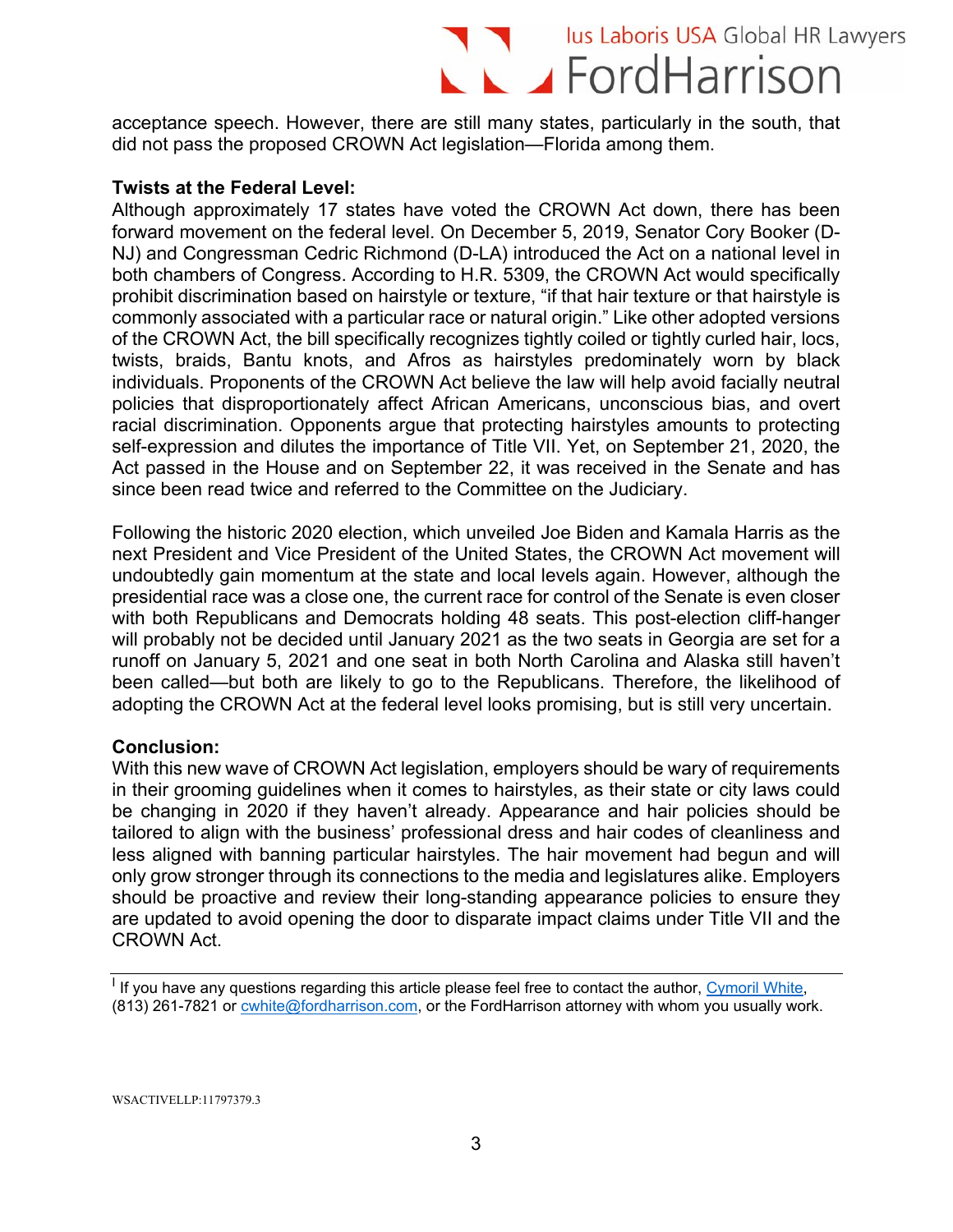acceptance speech. However, there are still many states, particularly in the south, that did not pass the proposed CROWN Act legislation—Florida among them.

**Twists at the Federal Level:**
Although approximately 17 states have voted the CROWN Act down, there has been forward movement on the federal level. On December 5, 2019, Senator Cory Booker (D-NJ) and Congressman Cedric Richmond (D-LA) introduced the Act on a national level in both chambers of Congress. According to H.R. 5309, the CROWN Act would specifically prohibit discrimination based on hairstyle or texture, "if that hair texture or that hairstyle is commonly associated with a particular race or natural origin." Like other adopted versions of the CROWN Act, the bill specifically recognizes tightly coiled or tightly curled hair, locs, twists, braids, Bantu knots, and Afros as hairstyles predominately worn by black individuals. Proponents of the CROWN Act believe the law will help avoid facially neutral policies that disproportionately affect African Americans, unconscious bias, and overt racial discrimination. Opponents argue that protecting hairstyles amounts to protecting self-expression and dilutes the importance of Title VII. Yet, on September 21, 2020, the Act passed in the House and on September 22, it was received in the Senate and has since been read twice and referred to the Committee on the Judiciary.

Following the historic 2020 election, which unveiled Joe Biden and Kamala Harris as the next President and Vice President of the United States, the CROWN Act movement will undoubtedly gain momentum at the state and local levels again. However, although the presidential race was a close one, the current race for control of the Senate is even closer with both Republicans and Democrats holding 48 seats. This post-election cliff-hanger will probably not be decided until January 2021 as the two seats in Georgia are set for a runoff on January 5, 2021 and one seat in both North Carolina and Alaska still haven't been called—but both are likely to go to the Republicans. Therefore, the likelihood of adopting the CROWN Act at the federal level looks promising, but is still very uncertain.

**Conclusion:**
With this new wave of CROWN Act legislation, employers should be wary of requirements in their grooming guidelines when it comes to hairstyles, as their state or city laws could be changing in 2020 if they haven't already. Appearance and hair policies should be tailored to align with the business' professional dress and hair codes of cleanliness and less aligned with banning particular hairstyles. The hair movement had begun and will only grow stronger through its connections to the media and legislatures alike. Employers should be proactive and review their long-standing appearance policies to ensure they are updated to avoid opening the door to disparate impact claims under Title VII and the CROWN Act.

---

[I] If you have any questions regarding this article please feel free to contact the author, [Cymoril White](), (813) 261-7821 or [cwhite@fordharrison.com](mailto:cwhite@fordharrison.com), or the FordHarrison attorney with whom you usually work.

WSACTIVELLP:11797379.3